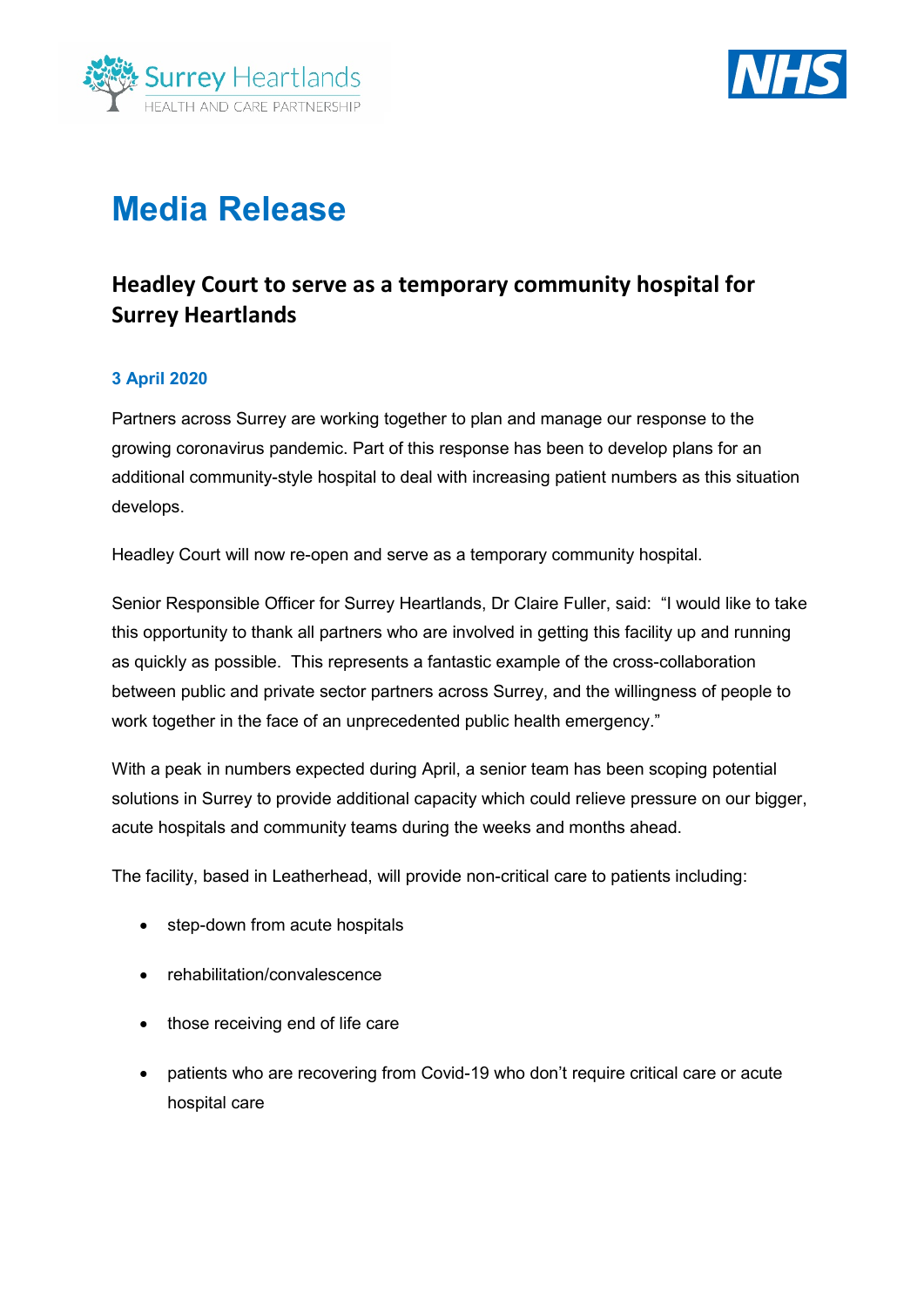# Media Release

## Headley Court to serve as a temporary community hospital for Surrey Heartlands

**3 April 2020**

Partners across Surrey are working together to plan and manage our response to the growing coronavirus pandemic. Part of this response has been to develop plans for an additional community-style hospital to deal with increasing patient numbers as this situation develops.

Headley Court will now re-open and serve as a temporary community hospital.

Senior Responsible Officer for Surrey Heartlands, Dr Claire Fuller, said: "I would like to take this opportunity to thank all partners who are involved in getting this facility up and running as quickly as possible. This represents a fantastic example of the cross-collaboration between public and private sector partners across Surrey, and the willingness of people to work together in the face of an unprecedented public health emergency."

With a peak in numbers expected during April, a senior team has been scoping potential solutions in Surrey to provide additional capacity which could relieve pressure on our bigger, acute hospitals and community teams during the weeks and months ahead.

The facility, based in Leatherhead, will provide non-critical care to patients including:

- step-down from acute hospitals
- rehabilitation/convalescence
- those receiving end of life care
- patients who are recovering from Covid-19 who don't require critical care or acute hospital care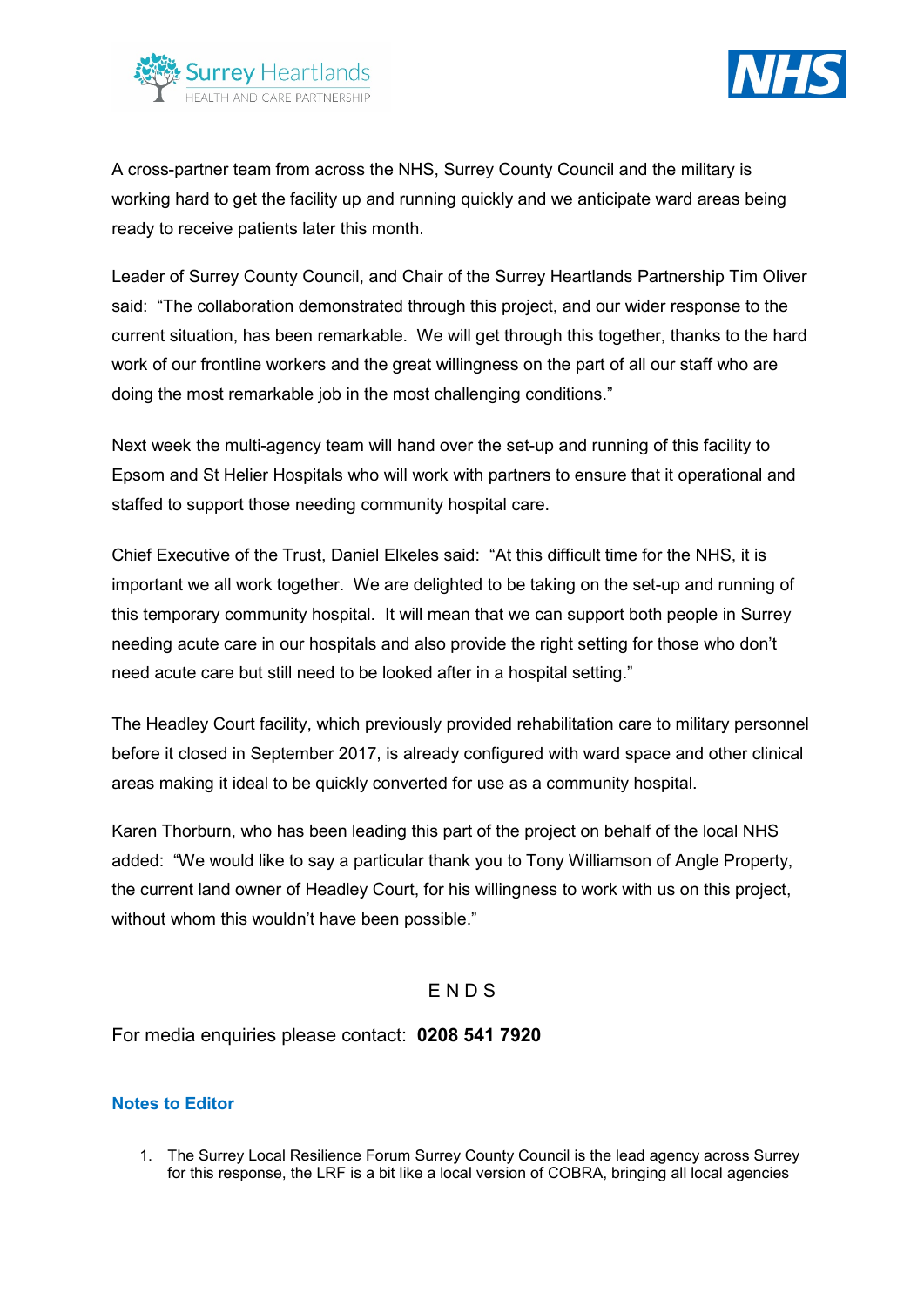A cross-partner team from across the NHS, Surrey County Council and the military is working hard to get the facility up and running quickly and we anticipate ward areas being ready to receive patients later this month.

Leader of Surrey County Council, and Chair of the Surrey Heartlands Partnership Tim Oliver said: "The collaboration demonstrated through this project, and our wider response to the current situation, has been remarkable. We will get through this together, thanks to the hard work of our frontline workers and the great willingness on the part of all our staff who are doing the most remarkable job in the most challenging conditions."

Next week the multi-agency team will hand over the set-up and running of this facility to Epsom and St Helier Hospitals who will work with partners to ensure that it operational and staffed to support those needing community hospital care.

Chief Executive of the Trust, Daniel Elkeles said: "At this difficult time for the NHS, it is important we all work together. We are delighted to be taking on the set-up and running of this temporary community hospital. It will mean that we can support both people in Surrey needing acute care in our hospitals and also provide the right setting for those who don't need acute care but still need to be looked after in a hospital setting."

The Headley Court facility, which previously provided rehabilitation care to military personnel before it closed in September 2017, is already configured with ward space and other clinical areas making it ideal to be quickly converted for use as a community hospital.

Karen Thorburn, who has been leading this part of the project on behalf of the local NHS added: "We would like to say a particular thank you to Tony Williamson of Angle Property, the current land owner of Headley Court, for his willingness to work with us on this project, without whom this wouldn't have been possible."

E N D S

For media enquiries please contact: **0208 541 7920**

### Notes to Editor

1. The Surrey Local Resilience Forum Surrey County Council is the lead agency across Surrey for this response, the LRF is a bit like a local version of COBRA, bringing all local agencies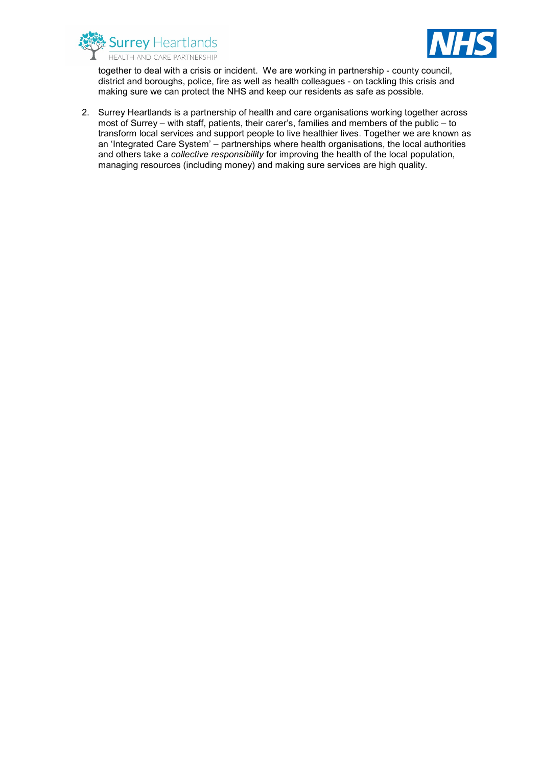together to deal with a crisis or incident. We are working in partnership - county council, district and boroughs, police, fire as well as health colleagues - on tackling this crisis and making sure we can protect the NHS and keep our residents as safe as possible.

2. Surrey Heartlands is a partnership of health and care organisations working together across most of Surrey – with staff, patients, their carer's, families and members of the public – to transform local services and support people to live healthier lives. Together we are known as an 'Integrated Care System' – partnerships where health organisations, the local authorities and others take a *collective responsibility* for improving the health of the local population, managing resources (including money) and making sure services are high quality.